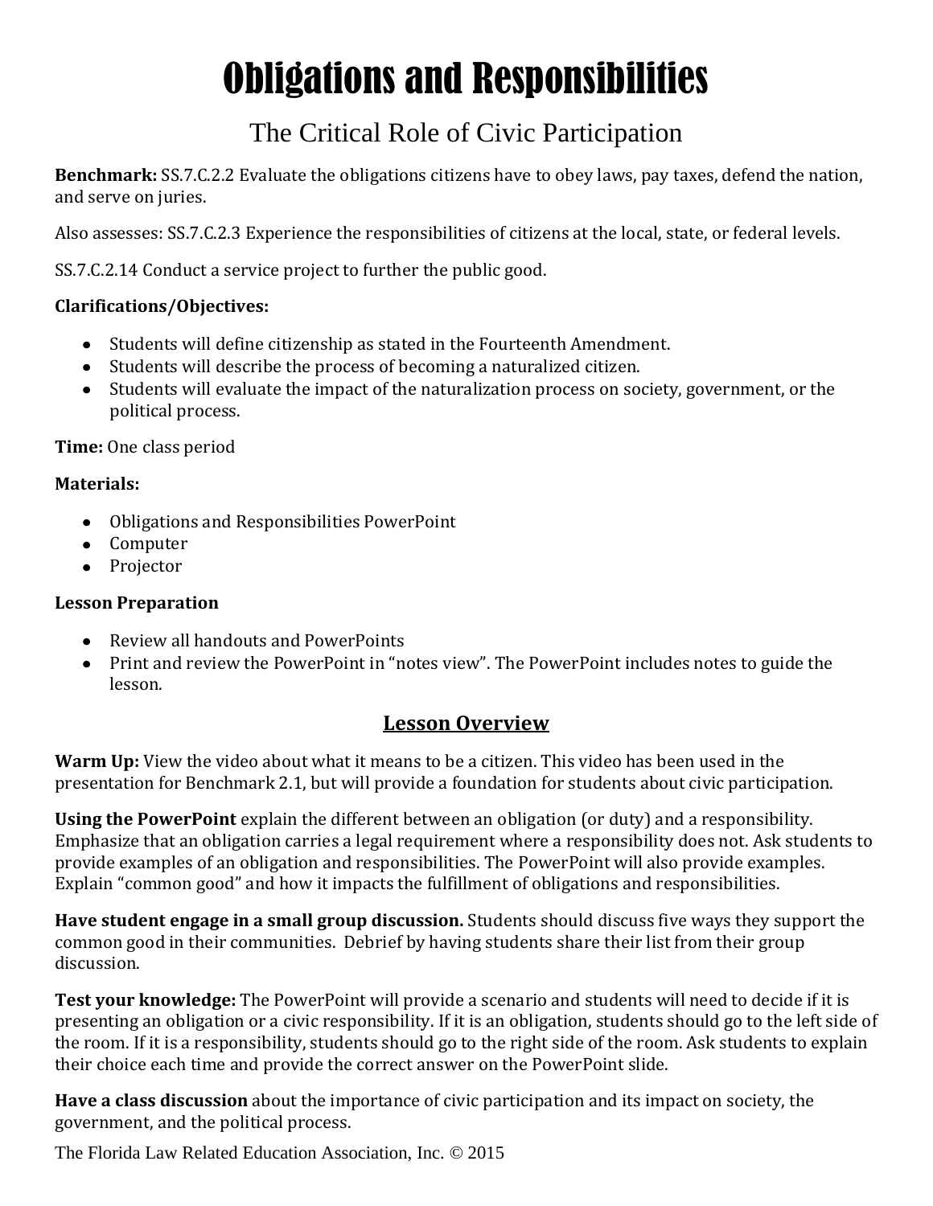# Obligations and Responsibilities

## The Critical Role of Civic Participation

**Benchmark:** SS.7.C.2.2 Evaluate the obligations citizens have to obey laws, pay taxes, defend the nation, and serve on juries.

Also assesses: SS.7.C.2.3 Experience the responsibilities of citizens at the local, state, or federal levels.

SS.7.C.2.14 Conduct a service project to further the public good.

**Clarifications/Objectives:**

- Students will define citizenship as stated in the Fourteenth Amendment.
- Students will describe the process of becoming a naturalized citizen.
- Students will evaluate the impact of the naturalization process on society, government, or the political process.

**Time:** One class period

**Materials:**

- Obligations and Responsibilities PowerPoint
- Computer
- Projector

**Lesson Preparation**

- Review all handouts and PowerPoints
- Print and review the PowerPoint in "notes view". The PowerPoint includes notes to guide the lesson.

## Lesson Overview

**Warm Up:** View the video about what it means to be a citizen. This video has been used in the presentation for Benchmark 2.1, but will provide a foundation for students about civic participation.

**Using the PowerPoint** explain the different between an obligation (or duty) and a responsibility. Emphasize that an obligation carries a legal requirement where a responsibility does not. Ask students to provide examples of an obligation and responsibilities. The PowerPoint will also provide examples. Explain "common good" and how it impacts the fulfillment of obligations and responsibilities.

**Have student engage in a small group discussion.** Students should discuss five ways they support the common good in their communities. Debrief by having students share their list from their group discussion.

**Test your knowledge:** The PowerPoint will provide a scenario and students will need to decide if it is presenting an obligation or a civic responsibility. If it is an obligation, students should go to the left side of the room. If it is a responsibility, students should go to the right side of the room. Ask students to explain their choice each time and provide the correct answer on the PowerPoint slide.

**Have a class discussion** about the importance of civic participation and its impact on society, the government, and the political process.

The Florida Law Related Education Association, Inc. © 2015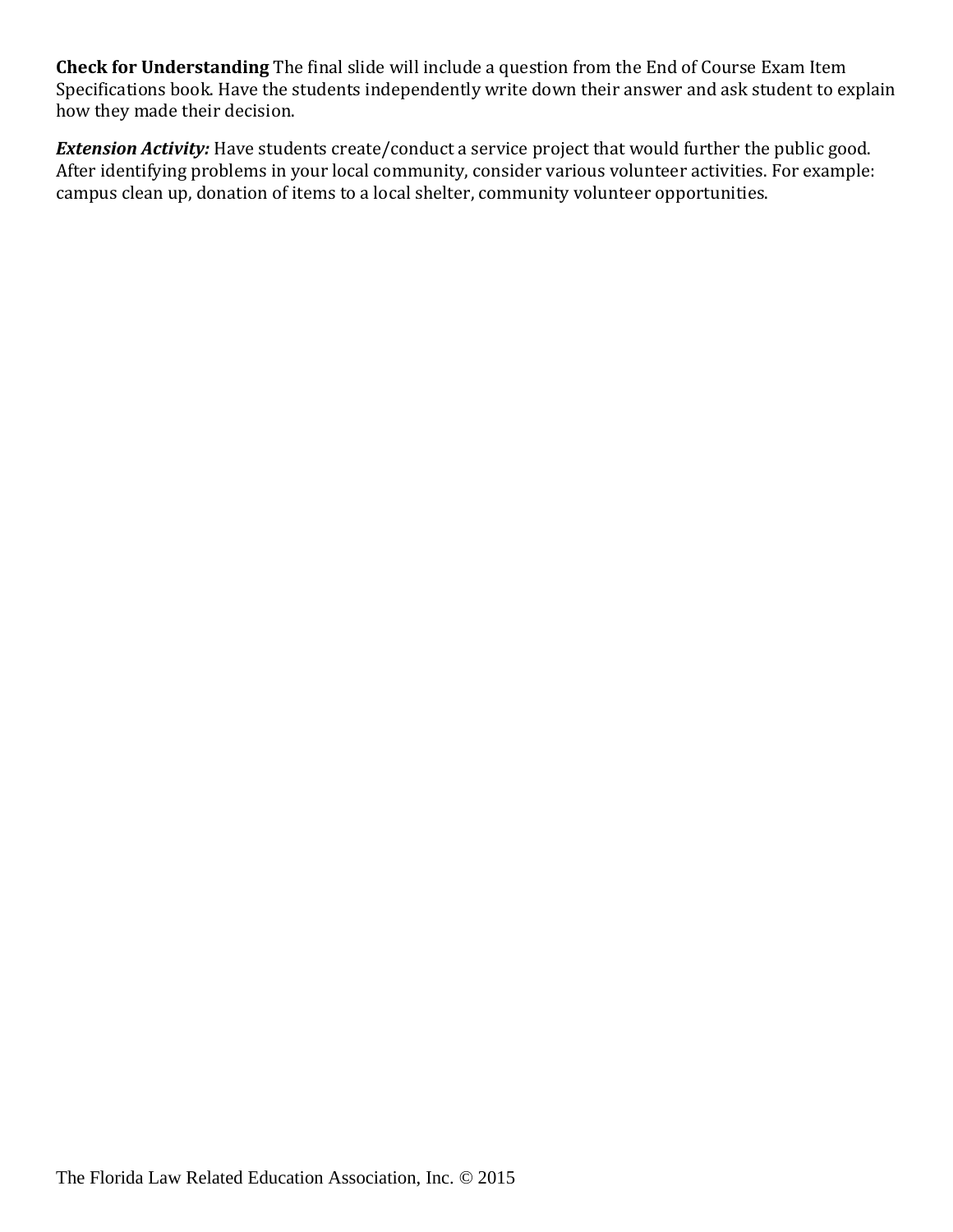**Check for Understanding** The final slide will include a question from the End of Course Exam Item Specifications book. Have the students independently write down their answer and ask student to explain how they made their decision.

***Extension Activity:*** Have students create/conduct a service project that would further the public good. After identifying problems in your local community, consider various volunteer activities. For example: campus clean up, donation of items to a local shelter, community volunteer opportunities.